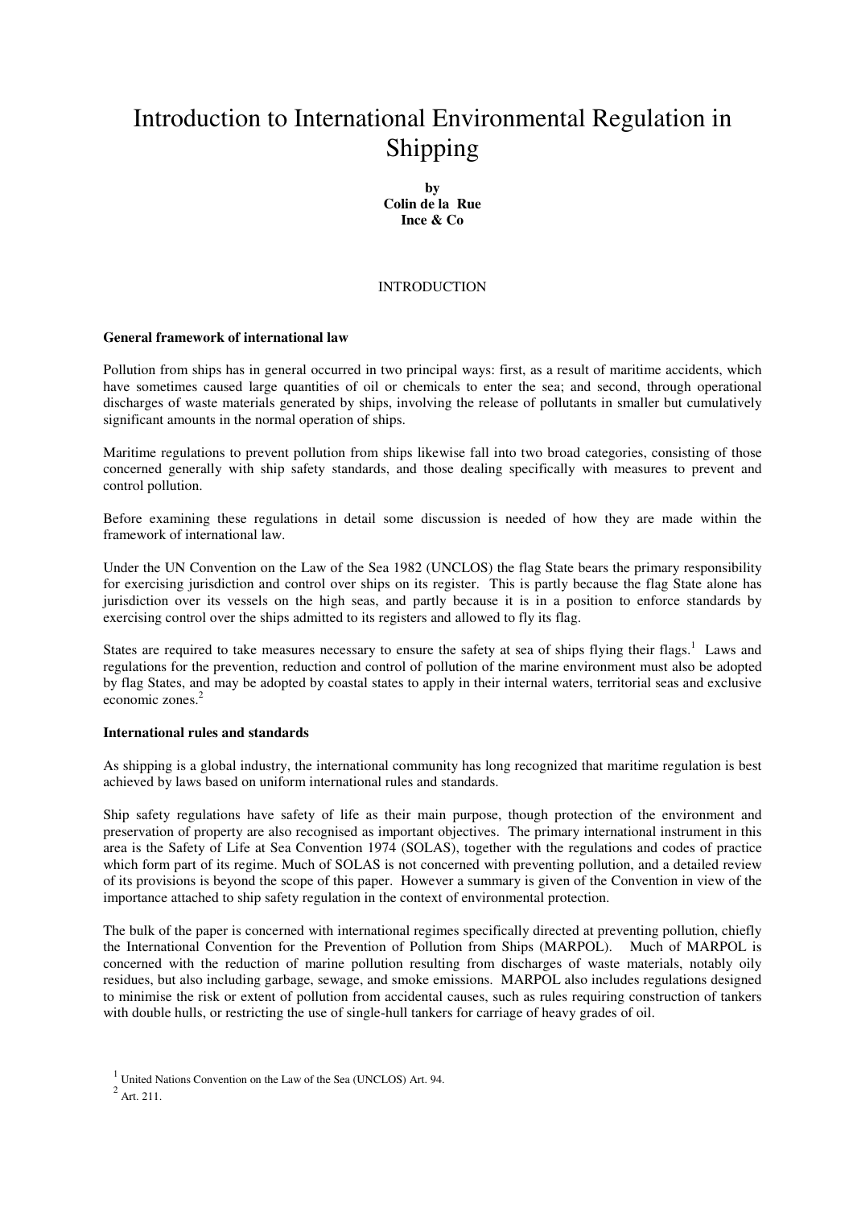# Introduction to International Environmental Regulation in Shipping

**by**
**Colin de la Rue**
**Ince & Co**

## INTRODUCTION

### General framework of international law

Pollution from ships has in general occurred in two principal ways: first, as a result of maritime accidents, which have sometimes caused large quantities of oil or chemicals to enter the sea; and second, through operational discharges of waste materials generated by ships, involving the release of pollutants in smaller but cumulatively significant amounts in the normal operation of ships.

Maritime regulations to prevent pollution from ships likewise fall into two broad categories, consisting of those concerned generally with ship safety standards, and those dealing specifically with measures to prevent and control pollution.

Before examining these regulations in detail some discussion is needed of how they are made within the framework of international law.

Under the UN Convention on the Law of the Sea 1982 (UNCLOS) the flag State bears the primary responsibility for exercising jurisdiction and control over ships on its register. This is partly because the flag State alone has jurisdiction over its vessels on the high seas, and partly because it is in a position to enforce standards by exercising control over the ships admitted to its registers and allowed to fly its flag.

States are required to take measures necessary to ensure the safety at sea of ships flying their flags.[1] Laws and regulations for the prevention, reduction and control of pollution of the marine environment must also be adopted by flag States, and may be adopted by coastal states to apply in their internal waters, territorial seas and exclusive economic zones.[2]

### International rules and standards

As shipping is a global industry, the international community has long recognized that maritime regulation is best achieved by laws based on uniform international rules and standards.

Ship safety regulations have safety of life as their main purpose, though protection of the environment and preservation of property are also recognised as important objectives. The primary international instrument in this area is the Safety of Life at Sea Convention 1974 (SOLAS), together with the regulations and codes of practice which form part of its regime. Much of SOLAS is not concerned with preventing pollution, and a detailed review of its provisions is beyond the scope of this paper. However a summary is given of the Convention in view of the importance attached to ship safety regulation in the context of environmental protection.

The bulk of the paper is concerned with international regimes specifically directed at preventing pollution, chiefly the International Convention for the Prevention of Pollution from Ships (MARPOL). Much of MARPOL is concerned with the reduction of marine pollution resulting from discharges of waste materials, notably oily residues, but also including garbage, sewage, and smoke emissions. MARPOL also includes regulations designed to minimise the risk or extent of pollution from accidental causes, such as rules requiring construction of tankers with double hulls, or restricting the use of single-hull tankers for carriage of heavy grades of oil.

---

[1] United Nations Convention on the Law of the Sea (UNCLOS) Art. 94.

[2] Art. 211.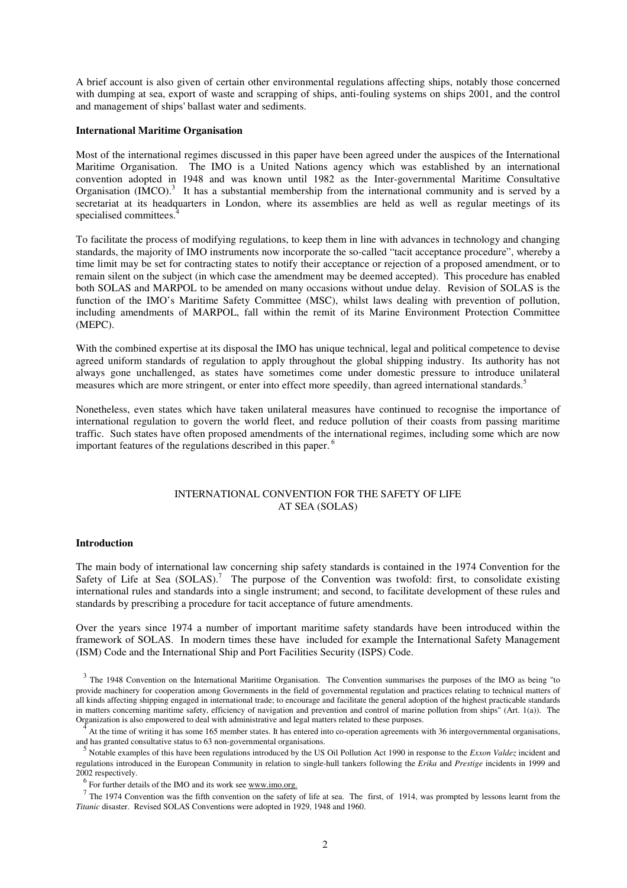A brief account is also given of certain other environmental regulations affecting ships, notably those concerned with dumping at sea, export of waste and scrapping of ships, anti-fouling systems on ships 2001, and the control and management of ships' ballast water and sediments.

**International Maritime Organisation**

Most of the international regimes discussed in this paper have been agreed under the auspices of the International Maritime Organisation. The IMO is a United Nations agency which was established by an international convention adopted in 1948 and was known until 1982 as the Inter-governmental Maritime Consultative Organisation (IMCO).[3] It has a substantial membership from the international community and is served by a secretariat at its headquarters in London, where its assemblies are held as well as regular meetings of its specialised committees.[4]

To facilitate the process of modifying regulations, to keep them in line with advances in technology and changing standards, the majority of IMO instruments now incorporate the so-called "tacit acceptance procedure", whereby a time limit may be set for contracting states to notify their acceptance or rejection of a proposed amendment, or to remain silent on the subject (in which case the amendment may be deemed accepted). This procedure has enabled both SOLAS and MARPOL to be amended on many occasions without undue delay. Revision of SOLAS is the function of the IMO's Maritime Safety Committee (MSC), whilst laws dealing with prevention of pollution, including amendments of MARPOL, fall within the remit of its Marine Environment Protection Committee (MEPC).

With the combined expertise at its disposal the IMO has unique technical, legal and political competence to devise agreed uniform standards of regulation to apply throughout the global shipping industry. Its authority has not always gone unchallenged, as states have sometimes come under domestic pressure to introduce unilateral measures which are more stringent, or enter into effect more speedily, than agreed international standards.[5]

Nonetheless, even states which have taken unilateral measures have continued to recognise the importance of international regulation to govern the world fleet, and reduce pollution of their coasts from passing maritime traffic. Such states have often proposed amendments of the international regimes, including some which are now important features of the regulations described in this paper.[6]

## INTERNATIONAL CONVENTION FOR THE SAFETY OF LIFE AT SEA (SOLAS)

**Introduction**

The main body of international law concerning ship safety standards is contained in the 1974 Convention for the Safety of Life at Sea (SOLAS).[7] The purpose of the Convention was twofold: first, to consolidate existing international rules and standards into a single instrument; and second, to facilitate development of these rules and standards by prescribing a procedure for tacit acceptance of future amendments.

Over the years since 1974 a number of important maritime safety standards have been introduced within the framework of SOLAS. In modern times these have included for example the International Safety Management (ISM) Code and the International Ship and Port Facilities Security (ISPS) Code.

[3] The 1948 Convention on the International Maritime Organisation. The Convention summarises the purposes of the IMO as being "to provide machinery for cooperation among Governments in the field of governmental regulation and practices relating to technical matters of all kinds affecting shipping engaged in international trade; to encourage and facilitate the general adoption of the highest practicable standards in matters concerning maritime safety, efficiency of navigation and prevention and control of marine pollution from ships" (Art. 1(a)). The Organization is also empowered to deal with administrative and legal matters related to these purposes.

[4] At the time of writing it has some 165 member states. It has entered into co-operation agreements with 36 intergovernmental organisations, and has granted consultative status to 63 non-governmental organisations.

[5] Notable examples of this have been regulations introduced by the US Oil Pollution Act 1990 in response to the *Exxon Valdez* incident and regulations introduced in the European Community in relation to single-hull tankers following the *Erika* and *Prestige* incidents in 1999 and 2002 respectively.

[6] For further details of the IMO and its work see www.imo.org.

[7] The 1974 Convention was the fifth convention on the safety of life at sea. The first, of 1914, was prompted by lessons learnt from the *Titanic* disaster. Revised SOLAS Conventions were adopted in 1929, 1948 and 1960.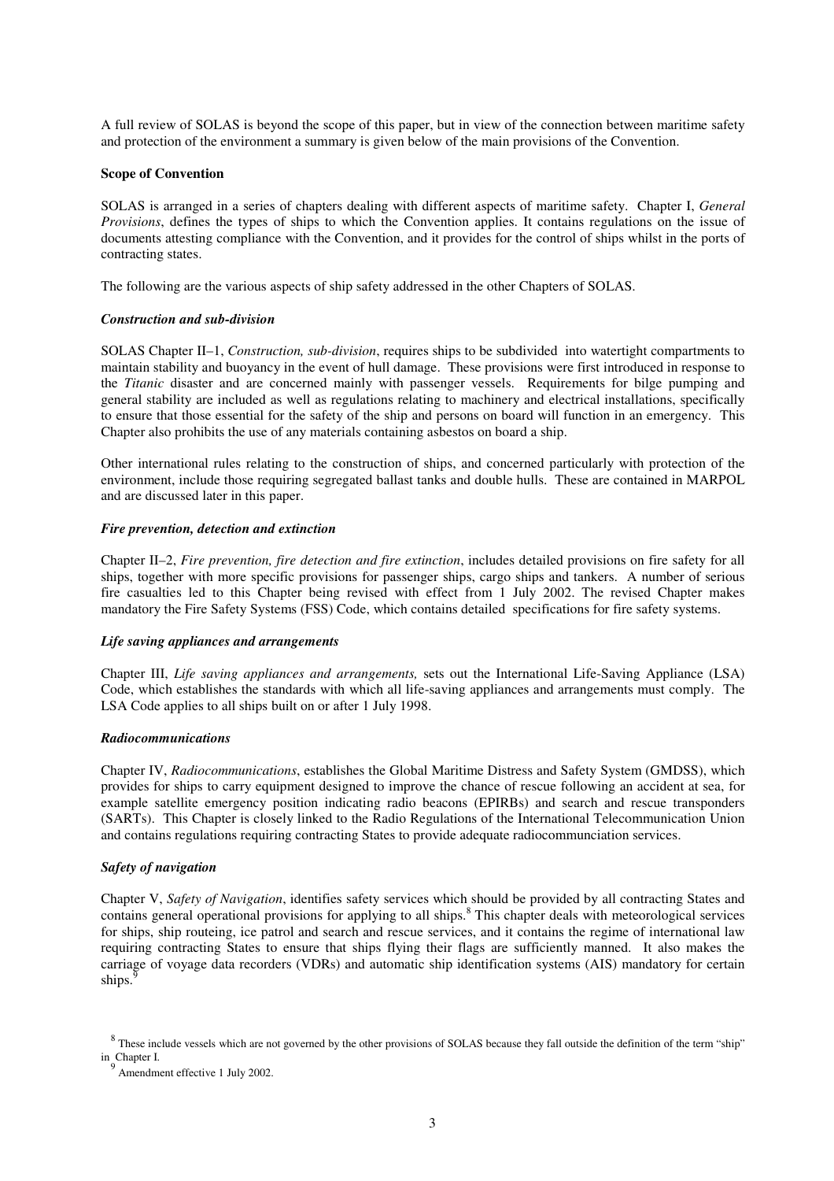A full review of SOLAS is beyond the scope of this paper, but in view of the connection between maritime safety and protection of the environment a summary is given below of the main provisions of the Convention.

**Scope of Convention**

SOLAS is arranged in a series of chapters dealing with different aspects of maritime safety. Chapter I, *General Provisions*, defines the types of ships to which the Convention applies. It contains regulations on the issue of documents attesting compliance with the Convention, and it provides for the control of ships whilst in the ports of contracting states.

The following are the various aspects of ship safety addressed in the other Chapters of SOLAS.

***Construction and sub-division***

SOLAS Chapter II–1, *Construction, sub-division*, requires ships to be subdivided into watertight compartments to maintain stability and buoyancy in the event of hull damage. These provisions were first introduced in response to the *Titanic* disaster and are concerned mainly with passenger vessels. Requirements for bilge pumping and general stability are included as well as regulations relating to machinery and electrical installations, specifically to ensure that those essential for the safety of the ship and persons on board will function in an emergency. This Chapter also prohibits the use of any materials containing asbestos on board a ship.

Other international rules relating to the construction of ships, and concerned particularly with protection of the environment, include those requiring segregated ballast tanks and double hulls. These are contained in MARPOL and are discussed later in this paper.

***Fire prevention, detection and extinction***

Chapter II–2, *Fire prevention, fire detection and fire extinction*, includes detailed provisions on fire safety for all ships, together with more specific provisions for passenger ships, cargo ships and tankers. A number of serious fire casualties led to this Chapter being revised with effect from 1 July 2002. The revised Chapter makes mandatory the Fire Safety Systems (FSS) Code, which contains detailed specifications for fire safety systems.

***Life saving appliances and arrangements***

Chapter III, *Life saving appliances and arrangements,* sets out the International Life-Saving Appliance (LSA) Code, which establishes the standards with which all life-saving appliances and arrangements must comply. The LSA Code applies to all ships built on or after 1 July 1998.

***Radiocommunications***

Chapter IV, *Radiocommunications*, establishes the Global Maritime Distress and Safety System (GMDSS), which provides for ships to carry equipment designed to improve the chance of rescue following an accident at sea, for example satellite emergency position indicating radio beacons (EPIRBs) and search and rescue transponders (SARTs). This Chapter is closely linked to the Radio Regulations of the International Telecommunication Union and contains regulations requiring contracting States to provide adequate radiocommunciation services.

***Safety of navigation***

Chapter V, *Safety of Navigation*, identifies safety services which should be provided by all contracting States and contains general operational provisions for applying to all ships.[8] This chapter deals with meteorological services for ships, ship routeing, ice patrol and search and rescue services, and it contains the regime of international law requiring contracting States to ensure that ships flying their flags are sufficiently manned. It also makes the carriage of voyage data recorders (VDRs) and automatic ship identification systems (AIS) mandatory for certain ships.[9]

---

[8] These include vessels which are not governed by the other provisions of SOLAS because they fall outside the definition of the term "ship" in Chapter I.

[9] Amendment effective 1 July 2002.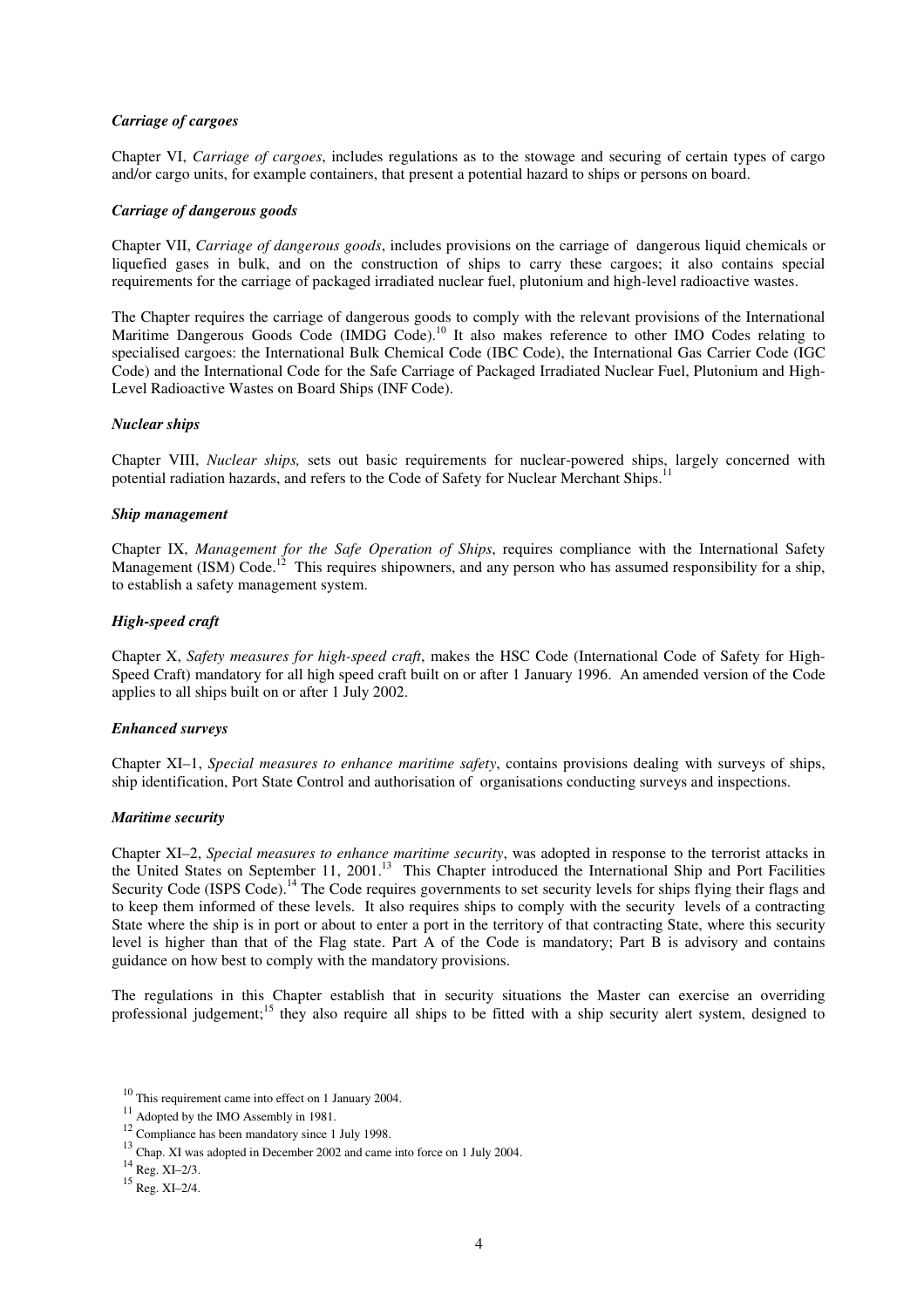*Carriage of cargoes*

Chapter VI, *Carriage of cargoes*, includes regulations as to the stowage and securing of certain types of cargo and/or cargo units, for example containers, that present a potential hazard to ships or persons on board.

*Carriage of dangerous goods*

Chapter VII, *Carriage of dangerous goods*, includes provisions on the carriage of dangerous liquid chemicals or liquefied gases in bulk, and on the construction of ships to carry these cargoes; it also contains special requirements for the carriage of packaged irradiated nuclear fuel, plutonium and high-level radioactive wastes.

The Chapter requires the carriage of dangerous goods to comply with the relevant provisions of the International Maritime Dangerous Goods Code (IMDG Code).[10] It also makes reference to other IMO Codes relating to specialised cargoes: the International Bulk Chemical Code (IBC Code), the International Gas Carrier Code (IGC Code) and the International Code for the Safe Carriage of Packaged Irradiated Nuclear Fuel, Plutonium and High-Level Radioactive Wastes on Board Ships (INF Code).

*Nuclear ships*

Chapter VIII, *Nuclear ships,* sets out basic requirements for nuclear-powered ships, largely concerned with potential radiation hazards, and refers to the Code of Safety for Nuclear Merchant Ships.[11]

*Ship management*

Chapter IX, *Management for the Safe Operation of Ships*, requires compliance with the International Safety Management (ISM) Code.[12] This requires shipowners, and any person who has assumed responsibility for a ship, to establish a safety management system.

*High-speed craft*

Chapter X, *Safety measures for high-speed craft*, makes the HSC Code (International Code of Safety for High-Speed Craft) mandatory for all high speed craft built on or after 1 January 1996. An amended version of the Code applies to all ships built on or after 1 July 2002.

*Enhanced surveys*

Chapter XI–1, *Special measures to enhance maritime safety*, contains provisions dealing with surveys of ships, ship identification, Port State Control and authorisation of organisations conducting surveys and inspections.

*Maritime security*

Chapter XI–2, *Special measures to enhance maritime security*, was adopted in response to the terrorist attacks in the United States on September 11, 2001.[13] This Chapter introduced the International Ship and Port Facilities Security Code (ISPS Code).[14] The Code requires governments to set security levels for ships flying their flags and to keep them informed of these levels. It also requires ships to comply with the security levels of a contracting State where the ship is in port or about to enter a port in the territory of that contracting State, where this security level is higher than that of the Flag state. Part A of the Code is mandatory; Part B is advisory and contains guidance on how best to comply with the mandatory provisions.

The regulations in this Chapter establish that in security situations the Master can exercise an overriding professional judgement;[15] they also require all ships to be fitted with a ship security alert system, designed to

[10] This requirement came into effect on 1 January 2004.

[11] Adopted by the IMO Assembly in 1981.

[12] Compliance has been mandatory since 1 July 1998.

[13] Chap. XI was adopted in December 2002 and came into force on 1 July 2004.

[14] Reg. XI–2/3.

[15] Reg. XI–2/4.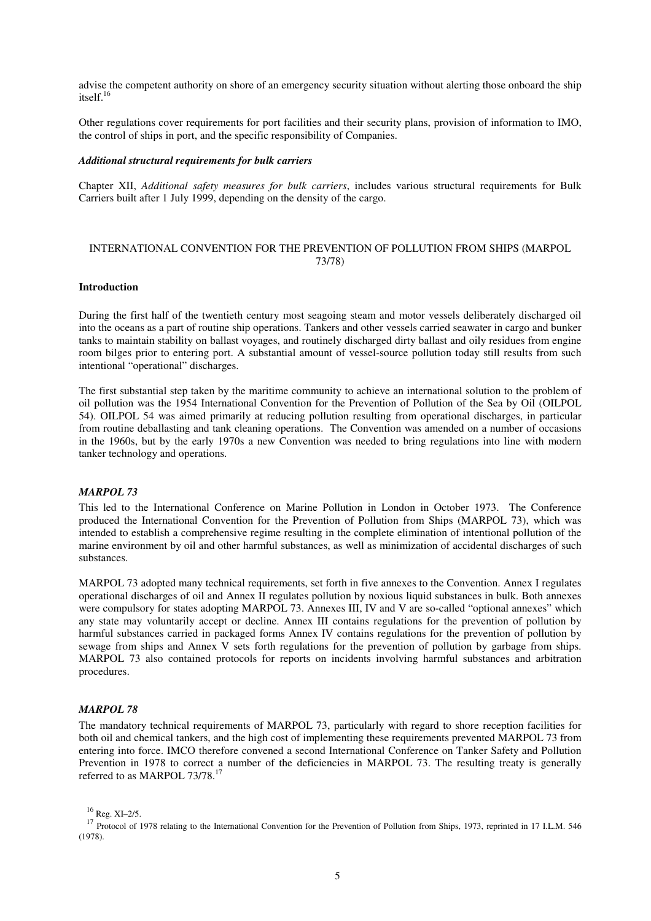advise the competent authority on shore of an emergency security situation without alerting those onboard the ship itself.[16]

Other regulations cover requirements for port facilities and their security plans, provision of information to IMO, the control of ships in port, and the specific responsibility of Companies.

### *Additional structural requirements for bulk carriers*

Chapter XII, *Additional safety measures for bulk carriers*, includes various structural requirements for Bulk Carriers built after 1 July 1999, depending on the density of the cargo.

## INTERNATIONAL CONVENTION FOR THE PREVENTION OF POLLUTION FROM SHIPS (MARPOL 73/78)

### **Introduction**

During the first half of the twentieth century most seagoing steam and motor vessels deliberately discharged oil into the oceans as a part of routine ship operations. Tankers and other vessels carried seawater in cargo and bunker tanks to maintain stability on ballast voyages, and routinely discharged dirty ballast and oily residues from engine room bilges prior to entering port. A substantial amount of vessel-source pollution today still results from such intentional "operational" discharges.

The first substantial step taken by the maritime community to achieve an international solution to the problem of oil pollution was the 1954 International Convention for the Prevention of Pollution of the Sea by Oil (OILPOL 54). OILPOL 54 was aimed primarily at reducing pollution resulting from operational discharges, in particular from routine deballasting and tank cleaning operations. The Convention was amended on a number of occasions in the 1960s, but by the early 1970s a new Convention was needed to bring regulations into line with modern tanker technology and operations.

### *MARPOL 73*

This led to the International Conference on Marine Pollution in London in October 1973. The Conference produced the International Convention for the Prevention of Pollution from Ships (MARPOL 73), which was intended to establish a comprehensive regime resulting in the complete elimination of intentional pollution of the marine environment by oil and other harmful substances, as well as minimization of accidental discharges of such substances.

MARPOL 73 adopted many technical requirements, set forth in five annexes to the Convention. Annex I regulates operational discharges of oil and Annex II regulates pollution by noxious liquid substances in bulk. Both annexes were compulsory for states adopting MARPOL 73. Annexes III, IV and V are so-called "optional annexes" which any state may voluntarily accept or decline. Annex III contains regulations for the prevention of pollution by harmful substances carried in packaged forms Annex IV contains regulations for the prevention of pollution by sewage from ships and Annex V sets forth regulations for the prevention of pollution by garbage from ships. MARPOL 73 also contained protocols for reports on incidents involving harmful substances and arbitration procedures.

### *MARPOL 78*

The mandatory technical requirements of MARPOL 73, particularly with regard to shore reception facilities for both oil and chemical tankers, and the high cost of implementing these requirements prevented MARPOL 73 from entering into force. IMCO therefore convened a second International Conference on Tanker Safety and Pollution Prevention in 1978 to correct a number of the deficiencies in MARPOL 73. The resulting treaty is generally referred to as MARPOL 73/78.[17]

[16] Reg. XI–2/5.

[17] Protocol of 1978 relating to the International Convention for the Prevention of Pollution from Ships, 1973, reprinted in 17 I.L.M. 546 (1978).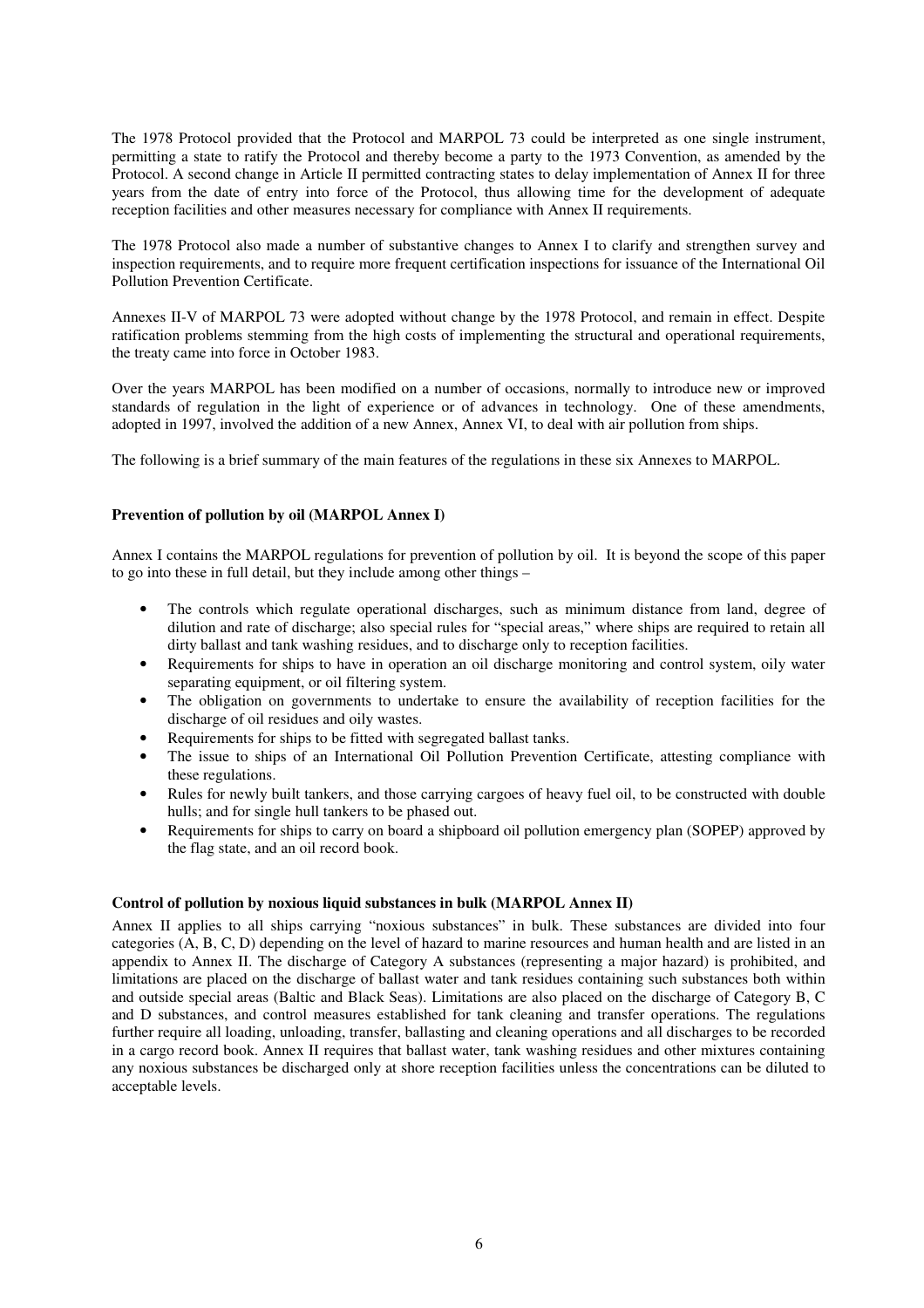The 1978 Protocol provided that the Protocol and MARPOL 73 could be interpreted as one single instrument, permitting a state to ratify the Protocol and thereby become a party to the 1973 Convention, as amended by the Protocol. A second change in Article II permitted contracting states to delay implementation of Annex II for three years from the date of entry into force of the Protocol, thus allowing time for the development of adequate reception facilities and other measures necessary for compliance with Annex II requirements.

The 1978 Protocol also made a number of substantive changes to Annex I to clarify and strengthen survey and inspection requirements, and to require more frequent certification inspections for issuance of the International Oil Pollution Prevention Certificate.

Annexes II-V of MARPOL 73 were adopted without change by the 1978 Protocol, and remain in effect. Despite ratification problems stemming from the high costs of implementing the structural and operational requirements, the treaty came into force in October 1983.

Over the years MARPOL has been modified on a number of occasions, normally to introduce new or improved standards of regulation in the light of experience or of advances in technology. One of these amendments, adopted in 1997, involved the addition of a new Annex, Annex VI, to deal with air pollution from ships.

The following is a brief summary of the main features of the regulations in these six Annexes to MARPOL.

**Prevention of pollution by oil (MARPOL Annex I)**

Annex I contains the MARPOL regulations for prevention of pollution by oil. It is beyond the scope of this paper to go into these in full detail, but they include among other things –

- The controls which regulate operational discharges, such as minimum distance from land, degree of dilution and rate of discharge; also special rules for "special areas," where ships are required to retain all dirty ballast and tank washing residues, and to discharge only to reception facilities.
- Requirements for ships to have in operation an oil discharge monitoring and control system, oily water separating equipment, or oil filtering system.
- The obligation on governments to undertake to ensure the availability of reception facilities for the discharge of oil residues and oily wastes.
- Requirements for ships to be fitted with segregated ballast tanks.
- The issue to ships of an International Oil Pollution Prevention Certificate, attesting compliance with these regulations.
- Rules for newly built tankers, and those carrying cargoes of heavy fuel oil, to be constructed with double hulls; and for single hull tankers to be phased out.
- Requirements for ships to carry on board a shipboard oil pollution emergency plan (SOPEP) approved by the flag state, and an oil record book.

**Control of pollution by noxious liquid substances in bulk (MARPOL Annex II)**

Annex II applies to all ships carrying "noxious substances" in bulk. These substances are divided into four categories (A, B, C, D) depending on the level of hazard to marine resources and human health and are listed in an appendix to Annex II. The discharge of Category A substances (representing a major hazard) is prohibited, and limitations are placed on the discharge of ballast water and tank residues containing such substances both within and outside special areas (Baltic and Black Seas). Limitations are also placed on the discharge of Category B, C and D substances, and control measures established for tank cleaning and transfer operations. The regulations further require all loading, unloading, transfer, ballasting and cleaning operations and all discharges to be recorded in a cargo record book. Annex II requires that ballast water, tank washing residues and other mixtures containing any noxious substances be discharged only at shore reception facilities unless the concentrations can be diluted to acceptable levels.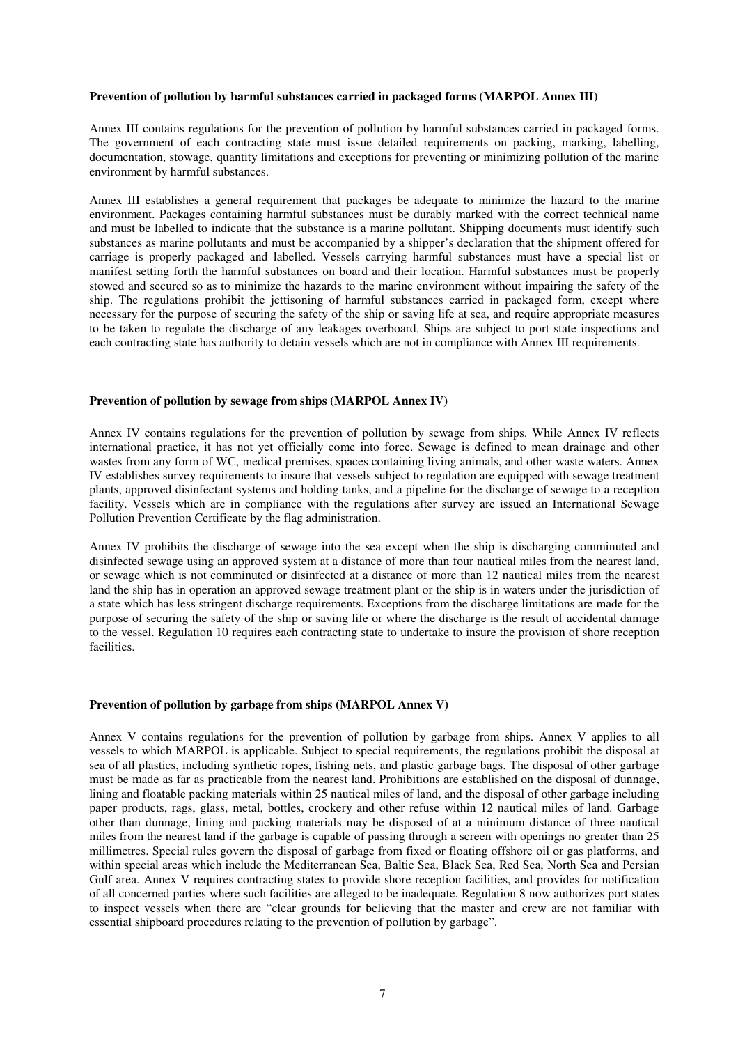**Prevention of pollution by harmful substances carried in packaged forms (MARPOL Annex III)**

Annex III contains regulations for the prevention of pollution by harmful substances carried in packaged forms. The government of each contracting state must issue detailed requirements on packing, marking, labelling, documentation, stowage, quantity limitations and exceptions for preventing or minimizing pollution of the marine environment by harmful substances.

Annex III establishes a general requirement that packages be adequate to minimize the hazard to the marine environment. Packages containing harmful substances must be durably marked with the correct technical name and must be labelled to indicate that the substance is a marine pollutant. Shipping documents must identify such substances as marine pollutants and must be accompanied by a shipper's declaration that the shipment offered for carriage is properly packaged and labelled. Vessels carrying harmful substances must have a special list or manifest setting forth the harmful substances on board and their location. Harmful substances must be properly stowed and secured so as to minimize the hazards to the marine environment without impairing the safety of the ship. The regulations prohibit the jettisoning of harmful substances carried in packaged form, except where necessary for the purpose of securing the safety of the ship or saving life at sea, and require appropriate measures to be taken to regulate the discharge of any leakages overboard. Ships are subject to port state inspections and each contracting state has authority to detain vessels which are not in compliance with Annex III requirements.

**Prevention of pollution by sewage from ships (MARPOL Annex IV)**

Annex IV contains regulations for the prevention of pollution by sewage from ships. While Annex IV reflects international practice, it has not yet officially come into force. Sewage is defined to mean drainage and other wastes from any form of WC, medical premises, spaces containing living animals, and other waste waters. Annex IV establishes survey requirements to insure that vessels subject to regulation are equipped with sewage treatment plants, approved disinfectant systems and holding tanks, and a pipeline for the discharge of sewage to a reception facility. Vessels which are in compliance with the regulations after survey are issued an International Sewage Pollution Prevention Certificate by the flag administration.

Annex IV prohibits the discharge of sewage into the sea except when the ship is discharging comminuted and disinfected sewage using an approved system at a distance of more than four nautical miles from the nearest land, or sewage which is not comminuted or disinfected at a distance of more than 12 nautical miles from the nearest land the ship has in operation an approved sewage treatment plant or the ship is in waters under the jurisdiction of a state which has less stringent discharge requirements. Exceptions from the discharge limitations are made for the purpose of securing the safety of the ship or saving life or where the discharge is the result of accidental damage to the vessel. Regulation 10 requires each contracting state to undertake to insure the provision of shore reception facilities.

**Prevention of pollution by garbage from ships (MARPOL Annex V)**

Annex V contains regulations for the prevention of pollution by garbage from ships. Annex V applies to all vessels to which MARPOL is applicable. Subject to special requirements, the regulations prohibit the disposal at sea of all plastics, including synthetic ropes, fishing nets, and plastic garbage bags. The disposal of other garbage must be made as far as practicable from the nearest land. Prohibitions are established on the disposal of dunnage, lining and floatable packing materials within 25 nautical miles of land, and the disposal of other garbage including paper products, rags, glass, metal, bottles, crockery and other refuse within 12 nautical miles of land. Garbage other than dunnage, lining and packing materials may be disposed of at a minimum distance of three nautical miles from the nearest land if the garbage is capable of passing through a screen with openings no greater than 25 millimetres. Special rules govern the disposal of garbage from fixed or floating offshore oil or gas platforms, and within special areas which include the Mediterranean Sea, Baltic Sea, Black Sea, Red Sea, North Sea and Persian Gulf area. Annex V requires contracting states to provide shore reception facilities, and provides for notification of all concerned parties where such facilities are alleged to be inadequate. Regulation 8 now authorizes port states to inspect vessels when there are "clear grounds for believing that the master and crew are not familiar with essential shipboard procedures relating to the prevention of pollution by garbage".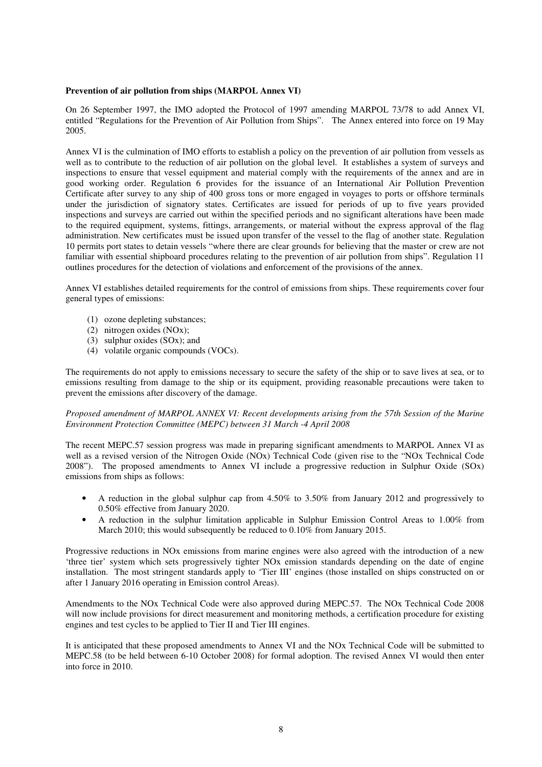**Prevention of air pollution from ships (MARPOL Annex VI)**

On 26 September 1997, the IMO adopted the Protocol of 1997 amending MARPOL 73/78 to add Annex VI, entitled "Regulations for the Prevention of Air Pollution from Ships". The Annex entered into force on 19 May 2005.

Annex VI is the culmination of IMO efforts to establish a policy on the prevention of air pollution from vessels as well as to contribute to the reduction of air pollution on the global level. It establishes a system of surveys and inspections to ensure that vessel equipment and material comply with the requirements of the annex and are in good working order. Regulation 6 provides for the issuance of an International Air Pollution Prevention Certificate after survey to any ship of 400 gross tons or more engaged in voyages to ports or offshore terminals under the jurisdiction of signatory states. Certificates are issued for periods of up to five years provided inspections and surveys are carried out within the specified periods and no significant alterations have been made to the required equipment, systems, fittings, arrangements, or material without the express approval of the flag administration. New certificates must be issued upon transfer of the vessel to the flag of another state. Regulation 10 permits port states to detain vessels "where there are clear grounds for believing that the master or crew are not familiar with essential shipboard procedures relating to the prevention of air pollution from ships". Regulation 11 outlines procedures for the detection of violations and enforcement of the provisions of the annex.

Annex VI establishes detailed requirements for the control of emissions from ships. These requirements cover four general types of emissions:

(1) ozone depleting substances;
(2) nitrogen oxides (NOx);
(3) sulphur oxides (SOx); and
(4) volatile organic compounds (VOCs).

The requirements do not apply to emissions necessary to secure the safety of the ship or to save lives at sea, or to emissions resulting from damage to the ship or its equipment, providing reasonable precautions were taken to prevent the emissions after discovery of the damage.

*Proposed amendment of MARPOL ANNEX VI: Recent developments arising from the 57th Session of the Marine Environment Protection Committee (MEPC) between 31 March -4 April 2008*

The recent MEPC.57 session progress was made in preparing significant amendments to MARPOL Annex VI as well as a revised version of the Nitrogen Oxide (NOx) Technical Code (given rise to the "NOx Technical Code 2008"). The proposed amendments to Annex VI include a progressive reduction in Sulphur Oxide (SOx) emissions from ships as follows:

- A reduction in the global sulphur cap from 4.50% to 3.50% from January 2012 and progressively to 0.50% effective from January 2020.
- A reduction in the sulphur limitation applicable in Sulphur Emission Control Areas to 1.00% from March 2010; this would subsequently be reduced to 0.10% from January 2015.

Progressive reductions in NOx emissions from marine engines were also agreed with the introduction of a new 'three tier' system which sets progressively tighter NOx emission standards depending on the date of engine installation. The most stringent standards apply to 'Tier III' engines (those installed on ships constructed on or after 1 January 2016 operating in Emission control Areas).

Amendments to the NOx Technical Code were also approved during MEPC.57. The NOx Technical Code 2008 will now include provisions for direct measurement and monitoring methods, a certification procedure for existing engines and test cycles to be applied to Tier II and Tier III engines.

It is anticipated that these proposed amendments to Annex VI and the NOx Technical Code will be submitted to MEPC.58 (to be held between 6-10 October 2008) for formal adoption. The revised Annex VI would then enter into force in 2010.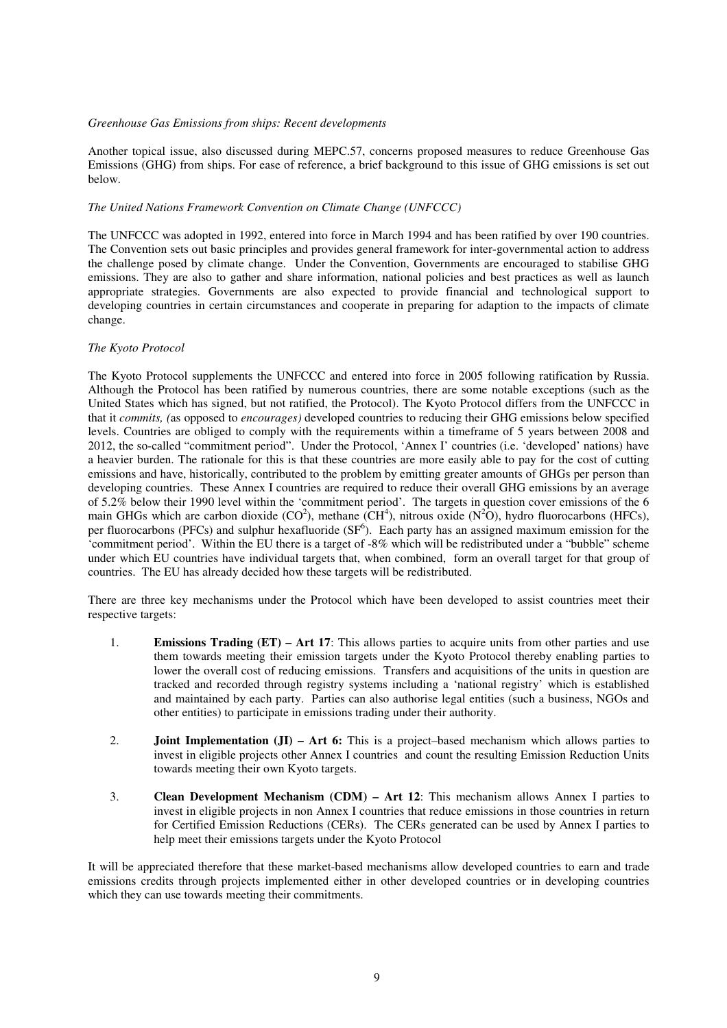*Greenhouse Gas Emissions from ships: Recent developments*

Another topical issue, also discussed during MEPC.57, concerns proposed measures to reduce Greenhouse Gas Emissions (GHG) from ships. For ease of reference, a brief background to this issue of GHG emissions is set out below.

*The United Nations Framework Convention on Climate Change (UNFCCC)*

The UNFCCC was adopted in 1992, entered into force in March 1994 and has been ratified by over 190 countries. The Convention sets out basic principles and provides general framework for inter-governmental action to address the challenge posed by climate change. Under the Convention, Governments are encouraged to stabilise GHG emissions. They are also to gather and share information, national policies and best practices as well as launch appropriate strategies. Governments are also expected to provide financial and technological support to developing countries in certain circumstances and cooperate in preparing for adaption to the impacts of climate change.

*The Kyoto Protocol*

The Kyoto Protocol supplements the UNFCCC and entered into force in 2005 following ratification by Russia. Although the Protocol has been ratified by numerous countries, there are some notable exceptions (such as the United States which has signed, but not ratified, the Protocol). The Kyoto Protocol differs from the UNFCCC in that it *commits, (*as opposed to *encourages)* developed countries to reducing their GHG emissions below specified levels. Countries are obliged to comply with the requirements within a timeframe of 5 years between 2008 and 2012, the so-called "commitment period". Under the Protocol, 'Annex I' countries (i.e. 'developed' nations) have a heavier burden. The rationale for this is that these countries are more easily able to pay for the cost of cutting emissions and have, historically, contributed to the problem by emitting greater amounts of GHGs per person than developing countries. These Annex I countries are required to reduce their overall GHG emissions by an average of 5.2% below their 1990 level within the 'commitment period'. The targets in question cover emissions of the 6 main GHGs which are carbon dioxide ($CO^2$), methane ($CH^4$), nitrous oxide ($N^2O$), hydro fluorocarbons (HFCs), per fluorocarbons (PFCs) and sulphur hexafluoride ($SF^6$). Each party has an assigned maximum emission for the 'commitment period'. Within the EU there is a target of -8% which will be redistributed under a "bubble" scheme under which EU countries have individual targets that, when combined, form an overall target for that group of countries. The EU has already decided how these targets will be redistributed.

There are three key mechanisms under the Protocol which have been developed to assist countries meet their respective targets:

1. **Emissions Trading (ET) – Art 17**: This allows parties to acquire units from other parties and use them towards meeting their emission targets under the Kyoto Protocol thereby enabling parties to lower the overall cost of reducing emissions. Transfers and acquisitions of the units in question are tracked and recorded through registry systems including a 'national registry' which is established and maintained by each party. Parties can also authorise legal entities (such a business, NGOs and other entities) to participate in emissions trading under their authority.

2. **Joint Implementation (JI) – Art 6:** This is a project–based mechanism which allows parties to invest in eligible projects other Annex I countries and count the resulting Emission Reduction Units towards meeting their own Kyoto targets.

3. **Clean Development Mechanism (CDM) – Art 12**: This mechanism allows Annex I parties to invest in eligible projects in non Annex I countries that reduce emissions in those countries in return for Certified Emission Reductions (CERs). The CERs generated can be used by Annex I parties to help meet their emissions targets under the Kyoto Protocol

It will be appreciated therefore that these market-based mechanisms allow developed countries to earn and trade emissions credits through projects implemented either in other developed countries or in developing countries which they can use towards meeting their commitments.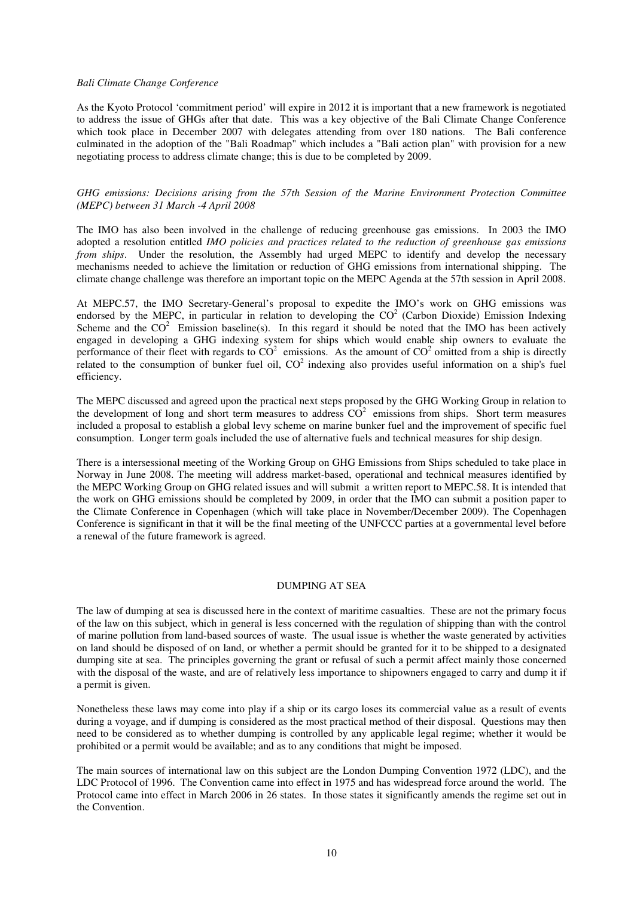*Bali Climate Change Conference*

As the Kyoto Protocol 'commitment period' will expire in 2012 it is important that a new framework is negotiated to address the issue of GHGs after that date. This was a key objective of the Bali Climate Change Conference which took place in December 2007 with delegates attending from over 180 nations. The Bali conference culminated in the adoption of the "Bali Roadmap" which includes a "Bali action plan" with provision for a new negotiating process to address climate change; this is due to be completed by 2009.

*GHG emissions: Decisions arising from the 57th Session of the Marine Environment Protection Committee (MEPC) between 31 March -4 April 2008*

The IMO has also been involved in the challenge of reducing greenhouse gas emissions. In 2003 the IMO adopted a resolution entitled *IMO policies and practices related to the reduction of greenhouse gas emissions from ships*. Under the resolution, the Assembly had urged MEPC to identify and develop the necessary mechanisms needed to achieve the limitation or reduction of GHG emissions from international shipping. The climate change challenge was therefore an important topic on the MEPC Agenda at the 57th session in April 2008.

At MEPC.57, the IMO Secretary-General's proposal to expedite the IMO's work on GHG emissions was endorsed by the MEPC, in particular in relation to developing the $CO^2$ (Carbon Dioxide) Emission Indexing Scheme and the $CO^2$ Emission baseline(s). In this regard it should be noted that the IMO has been actively engaged in developing a GHG indexing system for ships which would enable ship owners to evaluate the performance of their fleet with regards to $CO^2$ emissions. As the amount of $CO^2$ omitted from a ship is directly related to the consumption of bunker fuel oil, $CO^2$ indexing also provides useful information on a ship's fuel efficiency.

The MEPC discussed and agreed upon the practical next steps proposed by the GHG Working Group in relation to the development of long and short term measures to address $CO^2$ emissions from ships. Short term measures included a proposal to establish a global levy scheme on marine bunker fuel and the improvement of specific fuel consumption. Longer term goals included the use of alternative fuels and technical measures for ship design.

There is a intersessional meeting of the Working Group on GHG Emissions from Ships scheduled to take place in Norway in June 2008. The meeting will address market-based, operational and technical measures identified by the MEPC Working Group on GHG related issues and will submit a written report to MEPC.58. It is intended that the work on GHG emissions should be completed by 2009, in order that the IMO can submit a position paper to the Climate Conference in Copenhagen (which will take place in November/December 2009). The Copenhagen Conference is significant in that it will be the final meeting of the UNFCCC parties at a governmental level before a renewal of the future framework is agreed.

## DUMPING AT SEA

The law of dumping at sea is discussed here in the context of maritime casualties. These are not the primary focus of the law on this subject, which in general is less concerned with the regulation of shipping than with the control of marine pollution from land-based sources of waste. The usual issue is whether the waste generated by activities on land should be disposed of on land, or whether a permit should be granted for it to be shipped to a designated dumping site at sea. The principles governing the grant or refusal of such a permit affect mainly those concerned with the disposal of the waste, and are of relatively less importance to shipowners engaged to carry and dump it if a permit is given.

Nonetheless these laws may come into play if a ship or its cargo loses its commercial value as a result of events during a voyage, and if dumping is considered as the most practical method of their disposal. Questions may then need to be considered as to whether dumping is controlled by any applicable legal regime; whether it would be prohibited or a permit would be available; and as to any conditions that might be imposed.

The main sources of international law on this subject are the London Dumping Convention 1972 (LDC), and the LDC Protocol of 1996. The Convention came into effect in 1975 and has widespread force around the world. The Protocol came into effect in March 2006 in 26 states. In those states it significantly amends the regime set out in the Convention.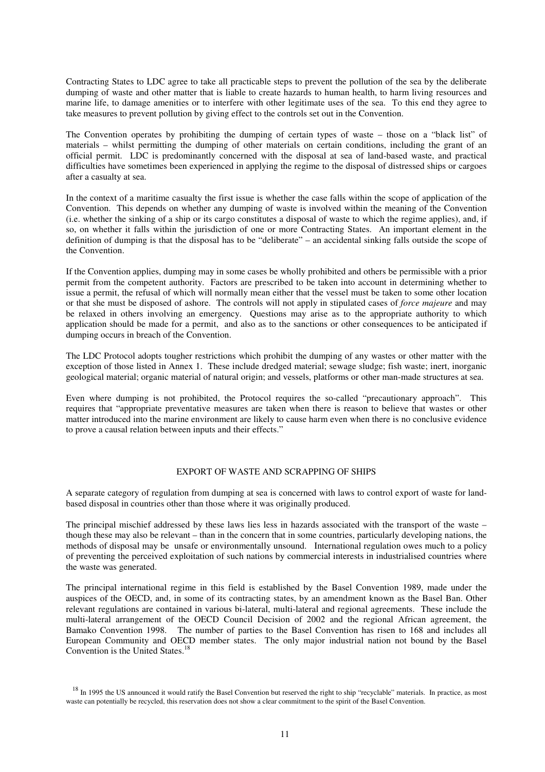Contracting States to LDC agree to take all practicable steps to prevent the pollution of the sea by the deliberate dumping of waste and other matter that is liable to create hazards to human health, to harm living resources and marine life, to damage amenities or to interfere with other legitimate uses of the sea. To this end they agree to take measures to prevent pollution by giving effect to the controls set out in the Convention.

The Convention operates by prohibiting the dumping of certain types of waste – those on a "black list" of materials – whilst permitting the dumping of other materials on certain conditions, including the grant of an official permit. LDC is predominantly concerned with the disposal at sea of land-based waste, and practical difficulties have sometimes been experienced in applying the regime to the disposal of distressed ships or cargoes after a casualty at sea.

In the context of a maritime casualty the first issue is whether the case falls within the scope of application of the Convention. This depends on whether any dumping of waste is involved within the meaning of the Convention (i.e. whether the sinking of a ship or its cargo constitutes a disposal of waste to which the regime applies), and, if so, on whether it falls within the jurisdiction of one or more Contracting States. An important element in the definition of dumping is that the disposal has to be "deliberate" – an accidental sinking falls outside the scope of the Convention.

If the Convention applies, dumping may in some cases be wholly prohibited and others be permissible with a prior permit from the competent authority. Factors are prescribed to be taken into account in determining whether to issue a permit, the refusal of which will normally mean either that the vessel must be taken to some other location or that she must be disposed of ashore. The controls will not apply in stipulated cases of *force majeure* and may be relaxed in others involving an emergency. Questions may arise as to the appropriate authority to which application should be made for a permit, and also as to the sanctions or other consequences to be anticipated if dumping occurs in breach of the Convention.

The LDC Protocol adopts tougher restrictions which prohibit the dumping of any wastes or other matter with the exception of those listed in Annex 1. These include dredged material; sewage sludge; fish waste; inert, inorganic geological material; organic material of natural origin; and vessels, platforms or other man-made structures at sea.

Even where dumping is not prohibited, the Protocol requires the so-called "precautionary approach". This requires that "appropriate preventative measures are taken when there is reason to believe that wastes or other matter introduced into the marine environment are likely to cause harm even when there is no conclusive evidence to prove a causal relation between inputs and their effects."

## EXPORT OF WASTE AND SCRAPPING OF SHIPS

A separate category of regulation from dumping at sea is concerned with laws to control export of waste for land-based disposal in countries other than those where it was originally produced.

The principal mischief addressed by these laws lies less in hazards associated with the transport of the waste – though these may also be relevant – than in the concern that in some countries, particularly developing nations, the methods of disposal may be unsafe or environmentally unsound. International regulation owes much to a policy of preventing the perceived exploitation of such nations by commercial interests in industrialised countries where the waste was generated.

The principal international regime in this field is established by the Basel Convention 1989, made under the auspices of the OECD, and, in some of its contracting states, by an amendment known as the Basel Ban. Other relevant regulations are contained in various bi-lateral, multi-lateral and regional agreements. These include the multi-lateral arrangement of the OECD Council Decision of 2002 and the regional African agreement, the Bamako Convention 1998. The number of parties to the Basel Convention has risen to 168 and includes all European Community and OECD member states. The only major industrial nation not bound by the Basel Convention is the United States.[18]

[18] In 1995 the US announced it would ratify the Basel Convention but reserved the right to ship "recyclable" materials. In practice, as most waste can potentially be recycled, this reservation does not show a clear commitment to the spirit of the Basel Convention.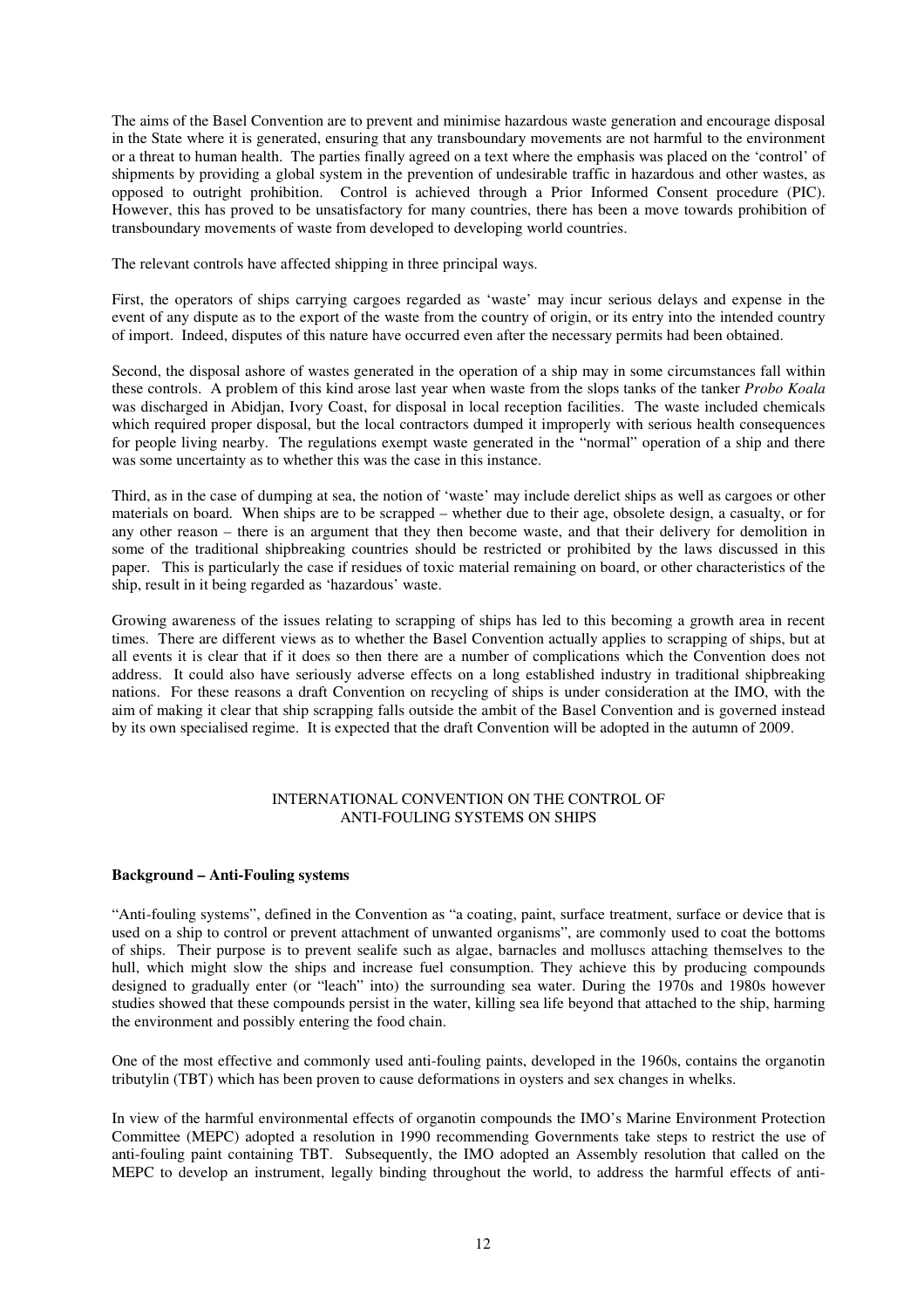The aims of the Basel Convention are to prevent and minimise hazardous waste generation and encourage disposal in the State where it is generated, ensuring that any transboundary movements are not harmful to the environment or a threat to human health. The parties finally agreed on a text where the emphasis was placed on the 'control' of shipments by providing a global system in the prevention of undesirable traffic in hazardous and other wastes, as opposed to outright prohibition. Control is achieved through a Prior Informed Consent procedure (PIC). However, this has proved to be unsatisfactory for many countries, there has been a move towards prohibition of transboundary movements of waste from developed to developing world countries.

The relevant controls have affected shipping in three principal ways.

First, the operators of ships carrying cargoes regarded as 'waste' may incur serious delays and expense in the event of any dispute as to the export of the waste from the country of origin, or its entry into the intended country of import. Indeed, disputes of this nature have occurred even after the necessary permits had been obtained.

Second, the disposal ashore of wastes generated in the operation of a ship may in some circumstances fall within these controls. A problem of this kind arose last year when waste from the slops tanks of the tanker *Probo Koala* was discharged in Abidjan, Ivory Coast, for disposal in local reception facilities. The waste included chemicals which required proper disposal, but the local contractors dumped it improperly with serious health consequences for people living nearby. The regulations exempt waste generated in the "normal" operation of a ship and there was some uncertainty as to whether this was the case in this instance.

Third, as in the case of dumping at sea, the notion of 'waste' may include derelict ships as well as cargoes or other materials on board. When ships are to be scrapped – whether due to their age, obsolete design, a casualty, or for any other reason – there is an argument that they then become waste, and that their delivery for demolition in some of the traditional shipbreaking countries should be restricted or prohibited by the laws discussed in this paper. This is particularly the case if residues of toxic material remaining on board, or other characteristics of the ship, result in it being regarded as 'hazardous' waste.

Growing awareness of the issues relating to scrapping of ships has led to this becoming a growth area in recent times. There are different views as to whether the Basel Convention actually applies to scrapping of ships, but at all events it is clear that if it does so then there are a number of complications which the Convention does not address. It could also have seriously adverse effects on a long established industry in traditional shipbreaking nations. For these reasons a draft Convention on recycling of ships is under consideration at the IMO, with the aim of making it clear that ship scrapping falls outside the ambit of the Basel Convention and is governed instead by its own specialised regime. It is expected that the draft Convention will be adopted in the autumn of 2009.

## INTERNATIONAL CONVENTION ON THE CONTROL OF ANTI-FOULING SYSTEMS ON SHIPS

### Background – Anti-Fouling systems

"Anti-fouling systems", defined in the Convention as "a coating, paint, surface treatment, surface or device that is used on a ship to control or prevent attachment of unwanted organisms", are commonly used to coat the bottoms of ships. Their purpose is to prevent sealife such as algae, barnacles and molluscs attaching themselves to the hull, which might slow the ships and increase fuel consumption. They achieve this by producing compounds designed to gradually enter (or "leach" into) the surrounding sea water. During the 1970s and 1980s however studies showed that these compounds persist in the water, killing sea life beyond that attached to the ship, harming the environment and possibly entering the food chain.

One of the most effective and commonly used anti-fouling paints, developed in the 1960s, contains the organotin tributylin (TBT) which has been proven to cause deformations in oysters and sex changes in whelks.

In view of the harmful environmental effects of organotin compounds the IMO's Marine Environment Protection Committee (MEPC) adopted a resolution in 1990 recommending Governments take steps to restrict the use of anti-fouling paint containing TBT. Subsequently, the IMO adopted an Assembly resolution that called on the MEPC to develop an instrument, legally binding throughout the world, to address the harmful effects of anti-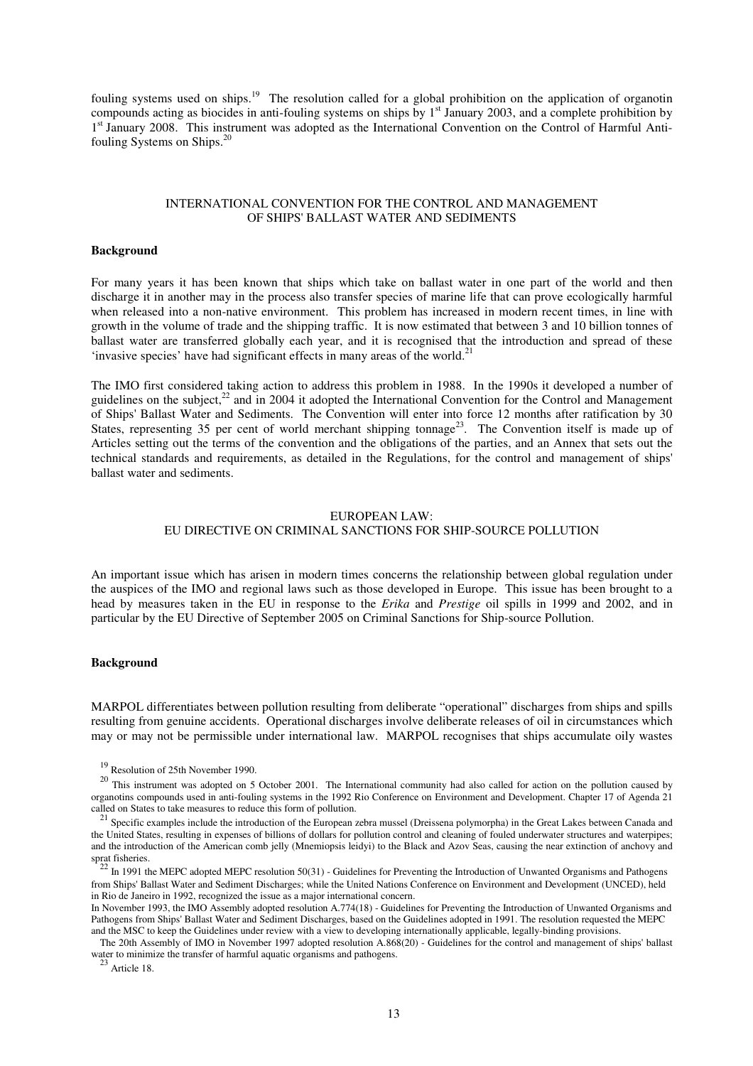fouling systems used on ships.[19] The resolution called for a global prohibition on the application of organotin compounds acting as biocides in anti-fouling systems on ships by 1st January 2003, and a complete prohibition by 1st January 2008. This instrument was adopted as the International Convention on the Control of Harmful Anti-fouling Systems on Ships.[20]

## INTERNATIONAL CONVENTION FOR THE CONTROL AND MANAGEMENT OF SHIPS' BALLAST WATER AND SEDIMENTS

### Background

For many years it has been known that ships which take on ballast water in one part of the world and then discharge it in another may in the process also transfer species of marine life that can prove ecologically harmful when released into a non-native environment. This problem has increased in modern recent times, in line with growth in the volume of trade and the shipping traffic. It is now estimated that between 3 and 10 billion tonnes of ballast water are transferred globally each year, and it is recognised that the introduction and spread of these 'invasive species' have had significant effects in many areas of the world.[21]

The IMO first considered taking action to address this problem in 1988. In the 1990s it developed a number of guidelines on the subject,[22] and in 2004 it adopted the International Convention for the Control and Management of Ships' Ballast Water and Sediments. The Convention will enter into force 12 months after ratification by 30 States, representing 35 per cent of world merchant shipping tonnage[23]. The Convention itself is made up of Articles setting out the terms of the convention and the obligations of the parties, and an Annex that sets out the technical standards and requirements, as detailed in the Regulations, for the control and management of ships' ballast water and sediments.

## EUROPEAN LAW: EU DIRECTIVE ON CRIMINAL SANCTIONS FOR SHIP-SOURCE POLLUTION

An important issue which has arisen in modern times concerns the relationship between global regulation under the auspices of the IMO and regional laws such as those developed in Europe. This issue has been brought to a head by measures taken in the EU in response to the *Erika* and *Prestige* oil spills in 1999 and 2002, and in particular by the EU Directive of September 2005 on Criminal Sanctions for Ship-source Pollution.

### Background

MARPOL differentiates between pollution resulting from deliberate "operational" discharges from ships and spills resulting from genuine accidents. Operational discharges involve deliberate releases of oil in circumstances which may or may not be permissible under international law. MARPOL recognises that ships accumulate oily wastes

---

[19] Resolution of 25th November 1990.

[20] This instrument was adopted on 5 October 2001. The International community had also called for action on the pollution caused by organotins compounds used in anti-fouling systems in the 1992 Rio Conference on Environment and Development. Chapter 17 of Agenda 21 called on States to take measures to reduce this form of pollution.

[21] Specific examples include the introduction of the European zebra mussel (Dreissena polymorpha) in the Great Lakes between Canada and the United States, resulting in expenses of billions of dollars for pollution control and cleaning of fouled underwater structures and waterpipes; and the introduction of the American comb jelly (Mnemiopsis leidyi) to the Black and Azov Seas, causing the near extinction of anchovy and sprat fisheries.

[22] In 1991 the MEPC adopted MEPC resolution 50(31) - Guidelines for Preventing the Introduction of Unwanted Organisms and Pathogens from Ships' Ballast Water and Sediment Discharges; while the United Nations Conference on Environment and Development (UNCED), held in Rio de Janeiro in 1992, recognized the issue as a major international concern.
In November 1993, the IMO Assembly adopted resolution A.774(18) - Guidelines for Preventing the Introduction of Unwanted Organisms and Pathogens from Ships' Ballast Water and Sediment Discharges, based on the Guidelines adopted in 1991. The resolution requested the MEPC and the MSC to keep the Guidelines under review with a view to developing internationally applicable, legally-binding provisions.
The 20th Assembly of IMO in November 1997 adopted resolution A.868(20) - Guidelines for the control and management of ships' ballast water to minimize the transfer of harmful aquatic organisms and pathogens.

[23] Article 18.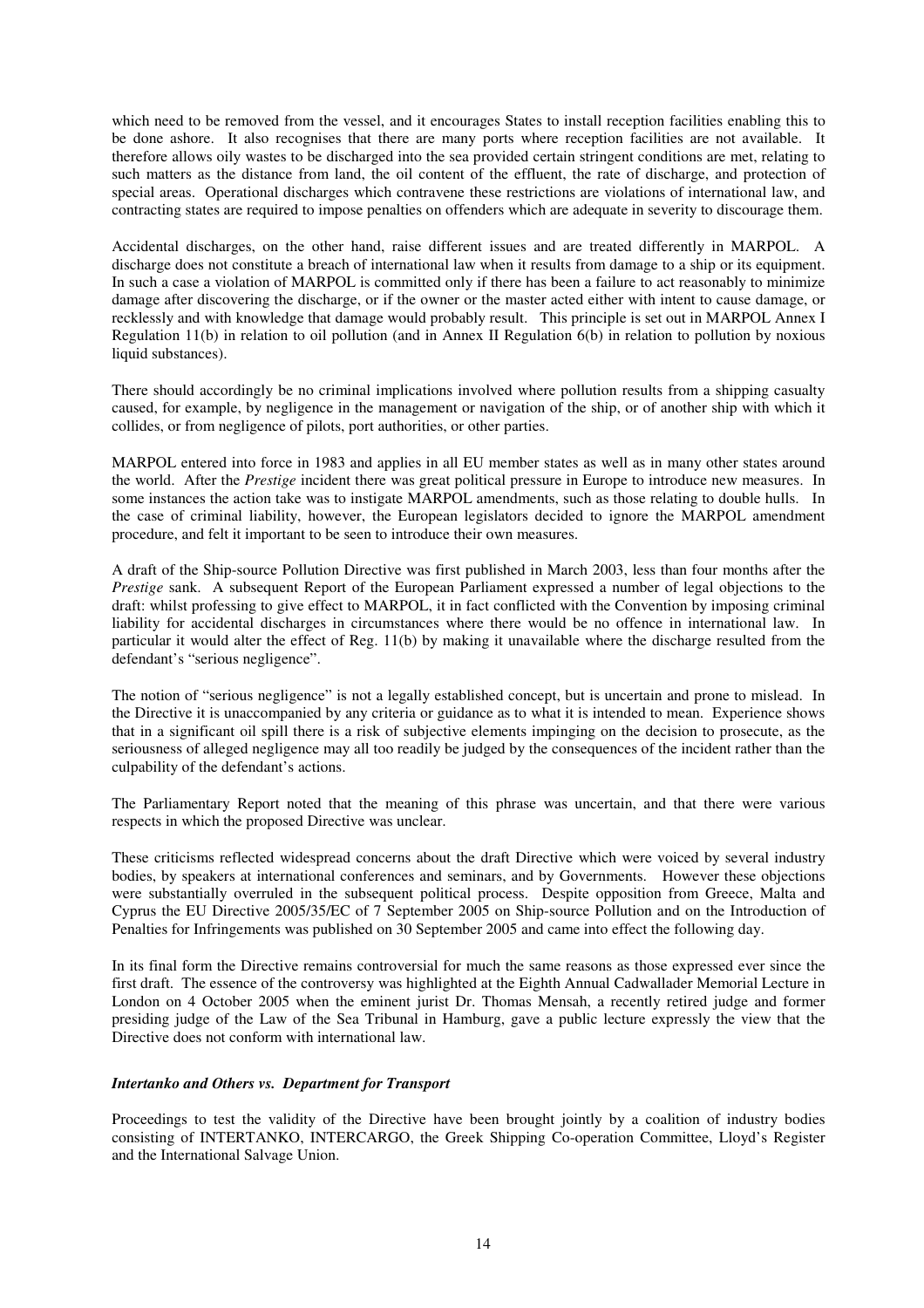which need to be removed from the vessel, and it encourages States to install reception facilities enabling this to be done ashore. It also recognises that there are many ports where reception facilities are not available. It therefore allows oily wastes to be discharged into the sea provided certain stringent conditions are met, relating to such matters as the distance from land, the oil content of the effluent, the rate of discharge, and protection of special areas. Operational discharges which contravene these restrictions are violations of international law, and contracting states are required to impose penalties on offenders which are adequate in severity to discourage them.

Accidental discharges, on the other hand, raise different issues and are treated differently in MARPOL. A discharge does not constitute a breach of international law when it results from damage to a ship or its equipment. In such a case a violation of MARPOL is committed only if there has been a failure to act reasonably to minimize damage after discovering the discharge, or if the owner or the master acted either with intent to cause damage, or recklessly and with knowledge that damage would probably result. This principle is set out in MARPOL Annex I Regulation 11(b) in relation to oil pollution (and in Annex II Regulation 6(b) in relation to pollution by noxious liquid substances).

There should accordingly be no criminal implications involved where pollution results from a shipping casualty caused, for example, by negligence in the management or navigation of the ship, or of another ship with which it collides, or from negligence of pilots, port authorities, or other parties.

MARPOL entered into force in 1983 and applies in all EU member states as well as in many other states around the world. After the *Prestige* incident there was great political pressure in Europe to introduce new measures. In some instances the action take was to instigate MARPOL amendments, such as those relating to double hulls. In the case of criminal liability, however, the European legislators decided to ignore the MARPOL amendment procedure, and felt it important to be seen to introduce their own measures.

A draft of the Ship-source Pollution Directive was first published in March 2003, less than four months after the *Prestige* sank. A subsequent Report of the European Parliament expressed a number of legal objections to the draft: whilst professing to give effect to MARPOL, it in fact conflicted with the Convention by imposing criminal liability for accidental discharges in circumstances where there would be no offence in international law. In particular it would alter the effect of Reg. 11(b) by making it unavailable where the discharge resulted from the defendant's "serious negligence".

The notion of "serious negligence" is not a legally established concept, but is uncertain and prone to mislead. In the Directive it is unaccompanied by any criteria or guidance as to what it is intended to mean. Experience shows that in a significant oil spill there is a risk of subjective elements impinging on the decision to prosecute, as the seriousness of alleged negligence may all too readily be judged by the consequences of the incident rather than the culpability of the defendant's actions.

The Parliamentary Report noted that the meaning of this phrase was uncertain, and that there were various respects in which the proposed Directive was unclear.

These criticisms reflected widespread concerns about the draft Directive which were voiced by several industry bodies, by speakers at international conferences and seminars, and by Governments. However these objections were substantially overruled in the subsequent political process. Despite opposition from Greece, Malta and Cyprus the EU Directive 2005/35/EC of 7 September 2005 on Ship-source Pollution and on the Introduction of Penalties for Infringements was published on 30 September 2005 and came into effect the following day.

In its final form the Directive remains controversial for much the same reasons as those expressed ever since the first draft. The essence of the controversy was highlighted at the Eighth Annual Cadwallader Memorial Lecture in London on 4 October 2005 when the eminent jurist Dr. Thomas Mensah, a recently retired judge and former presiding judge of the Law of the Sea Tribunal in Hamburg, gave a public lecture expressly the view that the Directive does not conform with international law.

***Intertanko and Others vs. Department for Transport***

Proceedings to test the validity of the Directive have been brought jointly by a coalition of industry bodies consisting of INTERTANKO, INTERCARGO, the Greek Shipping Co-operation Committee, Lloyd's Register and the International Salvage Union.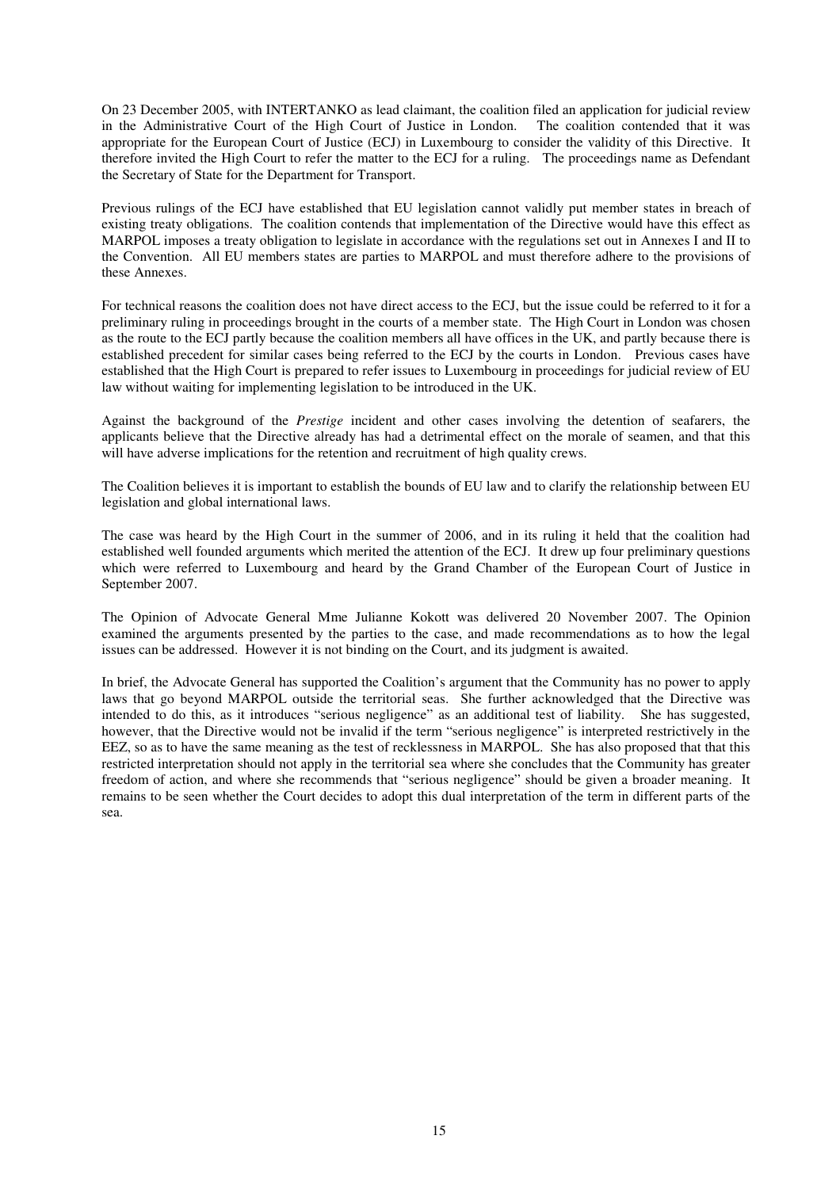On 23 December 2005, with INTERTANKO as lead claimant, the coalition filed an application for judicial review in the Administrative Court of the High Court of Justice in London. The coalition contended that it was appropriate for the European Court of Justice (ECJ) in Luxembourg to consider the validity of this Directive. It therefore invited the High Court to refer the matter to the ECJ for a ruling. The proceedings name as Defendant the Secretary of State for the Department for Transport.

Previous rulings of the ECJ have established that EU legislation cannot validly put member states in breach of existing treaty obligations. The coalition contends that implementation of the Directive would have this effect as MARPOL imposes a treaty obligation to legislate in accordance with the regulations set out in Annexes I and II to the Convention. All EU members states are parties to MARPOL and must therefore adhere to the provisions of these Annexes.

For technical reasons the coalition does not have direct access to the ECJ, but the issue could be referred to it for a preliminary ruling in proceedings brought in the courts of a member state. The High Court in London was chosen as the route to the ECJ partly because the coalition members all have offices in the UK, and partly because there is established precedent for similar cases being referred to the ECJ by the courts in London. Previous cases have established that the High Court is prepared to refer issues to Luxembourg in proceedings for judicial review of EU law without waiting for implementing legislation to be introduced in the UK.

Against the background of the *Prestige* incident and other cases involving the detention of seafarers, the applicants believe that the Directive already has had a detrimental effect on the morale of seamen, and that this will have adverse implications for the retention and recruitment of high quality crews.

The Coalition believes it is important to establish the bounds of EU law and to clarify the relationship between EU legislation and global international laws.

The case was heard by the High Court in the summer of 2006, and in its ruling it held that the coalition had established well founded arguments which merited the attention of the ECJ. It drew up four preliminary questions which were referred to Luxembourg and heard by the Grand Chamber of the European Court of Justice in September 2007.

The Opinion of Advocate General Mme Julianne Kokott was delivered 20 November 2007. The Opinion examined the arguments presented by the parties to the case, and made recommendations as to how the legal issues can be addressed. However it is not binding on the Court, and its judgment is awaited.

In brief, the Advocate General has supported the Coalition's argument that the Community has no power to apply laws that go beyond MARPOL outside the territorial seas. She further acknowledged that the Directive was intended to do this, as it introduces "serious negligence" as an additional test of liability. She has suggested, however, that the Directive would not be invalid if the term "serious negligence" is interpreted restrictively in the EEZ, so as to have the same meaning as the test of recklessness in MARPOL. She has also proposed that that this restricted interpretation should not apply in the territorial sea where she concludes that the Community has greater freedom of action, and where she recommends that "serious negligence" should be given a broader meaning. It remains to be seen whether the Court decides to adopt this dual interpretation of the term in different parts of the sea.